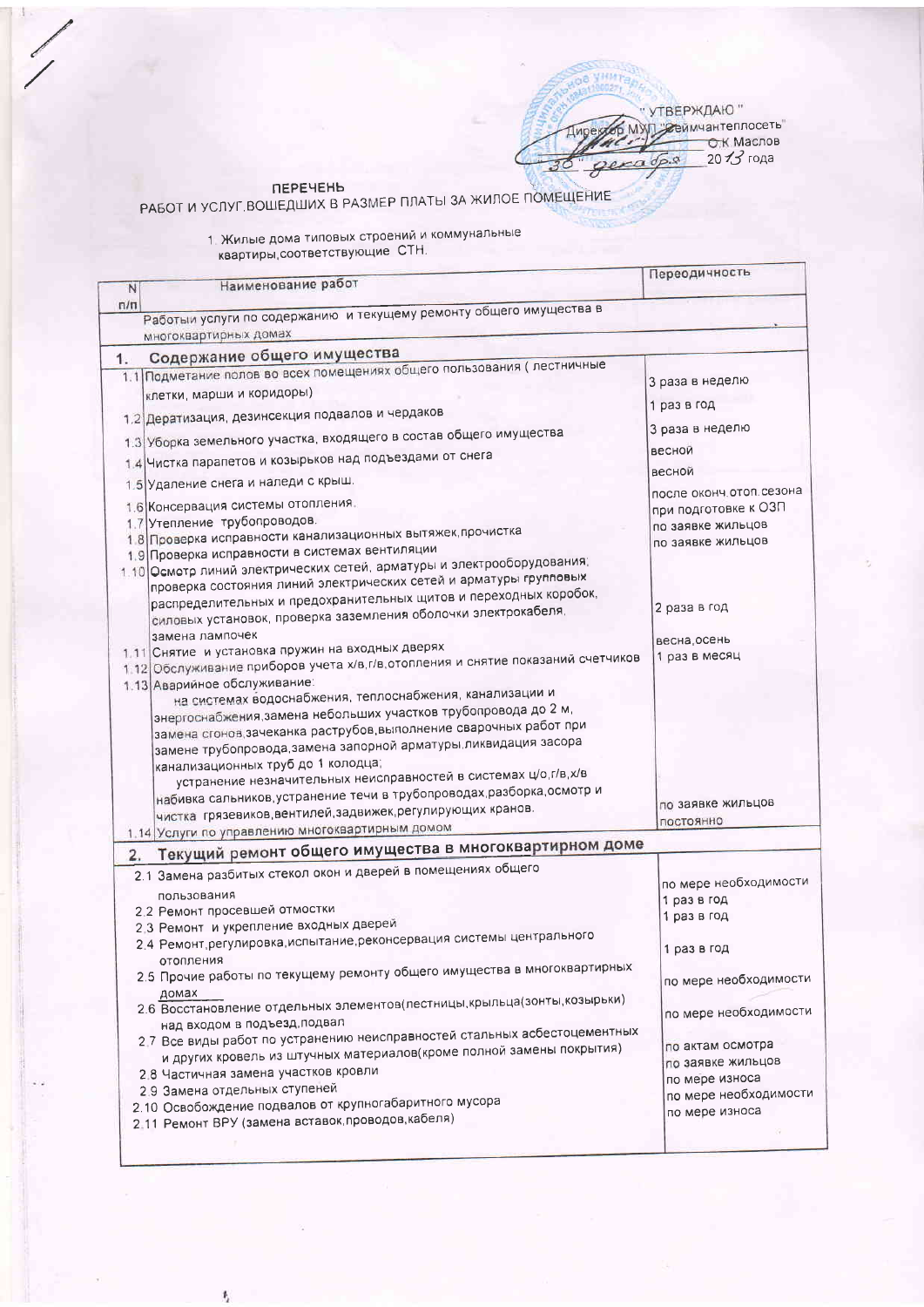" УТВЕРЖДАЮ "
Директор МУП "Сеймчантеплосеть"
О.К Маслов
"30" декабря 2013 года

## ПЕРЕЧЕНЬ
## РАБОТ И УСЛУГ,ВОШЕДШИХ В РАЗМЕР ПЛАТЫ ЗА ЖИЛОЕ ПОМЕЩЕНИЕ

1. Жилые дома типовых строений и коммунальные квартиры,соответствующие СТН.

| N п/п | Наименование работ | Переодичность |
|---|---|---|
| | Работы и услуги по содержанию и текущему ремонту общего имущества в многоквартирных домах | |
| **1.** | **Содержание общего имущества** | |
| 1.1 | Подметание полов во всех помещениях общего пользования ( лестничные клетки, марши и коридоры) | 3 раза в неделю |
| 1.2 | Дератизация, дезинсекция подвалов и чердаков | 1 раз в год |
| 1.3 | Уборка земельного участка, входящего в состав общего имущества | 3 раза в неделю |
| 1.4 | Чистка парапетов и козырьков над подъездами от снега | весной |
| 1.5 | Удаление снега и наледи с крыш. | весной |
| 1.6 | Консервация системы отопления. | после оконч.отоп.сезона |
| 1.7 | Утепление трубопроводов. | при подготовке к ОЗП |
| 1.8 | Проверка исправности канализационных вытяжек,прочистка | по заявке жильцов |
| 1.9 | Проверка исправности в системах вентиляции | по заявке жильцов |
| 1.10 | Осмотр линий электрических сетей, арматуры и электрооборудования; проверка состояния линий электрических сетей и арматуры групповых распределительных и предохранительных щитов и переходных коробок, силовых установок, проверка заземления оболочки электрокабеля, замена лампочек | 2 раза в год |
| 1.11 | Снятие и установка пружин на входных дверях | весна,осень |
| 1.12 | Обслуживание приборов учета х/в,г/в,отопления и снятие показаний счетчиков | 1 раз в месяц |
| 1.13 | Аварийное обслуживание: на системах водоснабжения, теплоснабжения, канализации и энергоснабжения,замена небольших участков трубопровода до 2 м, замена сгонов,зачеканка раструбов,выполнение сварочных работ при замене трубопровода,замена запорной арматуры,ликвидация засора канализационных труб до 1 колодца; устранение незначительных неисправностей в системах ц/о,г/в,х/в набивка сальников,устранение течи в трубопроводах,разборка,осмотр и чистка грязевиков,вентилей,задвижек,регулирующих кранов. | по заявке жильцов |
| 1.14 | Услуги по управлению многоквартирным домом | постоянно |
| **2.** | **Текущий ремонт общего имущества в многоквартирном доме** | |
| 2.1 | Замена разбитых стекол окон и дверей в помещениях общего пользования | по мере необходимости |
| 2.2 | Ремонт просевшей отмостки | 1 раз в год |
| 2.3 | Ремонт и укрепление входных дверей | 1 раз в год |
| 2.4 | Ремонт,регулировка,испытание,реконсервация системы центрального отопления | 1 раз в год |
| 2.5 | Прочие работы по текущему ремонту общего имущества в многоквартирных домах | по мере необходимости |
| 2.6 | Восстановление отдельных элементов(лестницы,крыльца(зонты,козырьки) над входом в подъезд,подвал | по мере необходимости |
| 2.7 | Все виды работ по устранению неисправностей стальных асбестоцементных и других кровель из штучных материалов(кроме полной замены покрытия) | по актам осмотра |
| 2.8 | Частичная замена участков кровли | по заявке жильцов |
| 2.9 | Замена отдельных ступеней | по мере износа |
| 2.10 | Освобождение подвалов от крупногабаритного мусора | по мере необходимости |
| 2.11 | Ремонт ВРУ (замена вставок,проводов,кабеля) | по мере износа |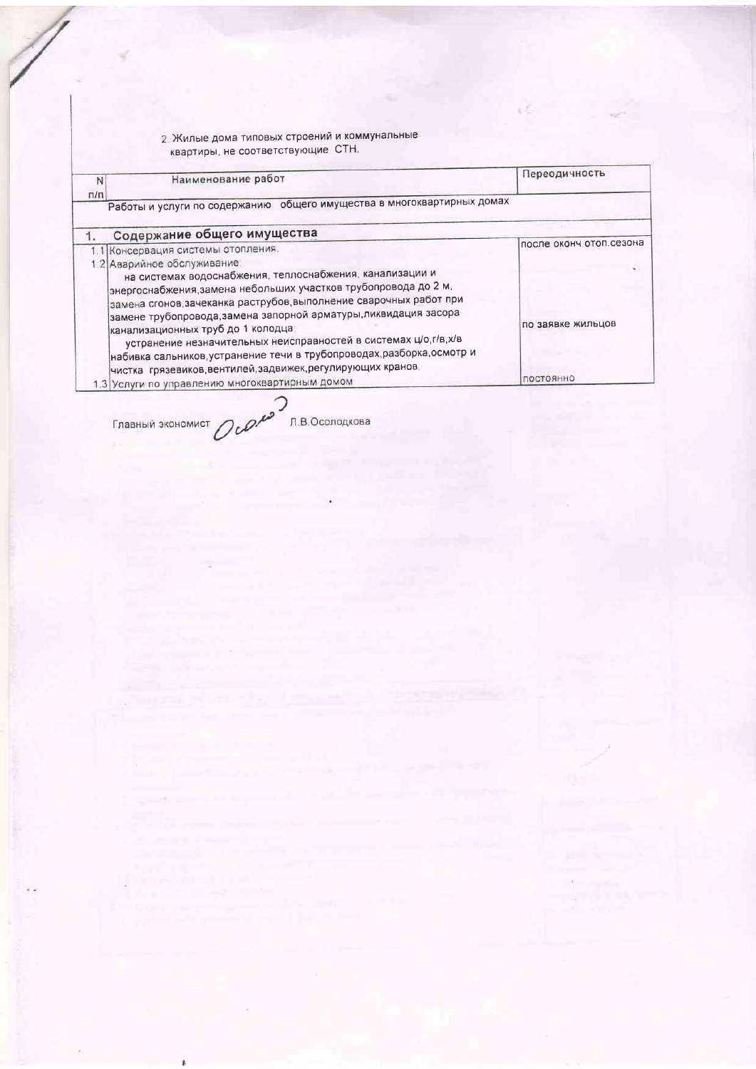2. Жилые дома типовых строений и коммунальные квартиры, не соответствующие СТН.

| N п/п | Наименование работ | Переодичность |
|---|---|---|
| | Работы и услуги по содержанию общего имущества в многоквартирных домах | |
| **1.** | **Содержание общего имущества** | |
| 1.1 | Консервация системы отопления. | после оконч.отоп.сезона |
| 1.2 | Аварийное обслуживание: на системах водоснабжения, теплоснабжения, канализации и энергоснабжения,замена небольших участков трубопровода до 2 м, замена сгонов,зачеканка раструбов,выполнение сварочных работ при замене трубопровода,замена запорной арматуры,ликвидация засора канализационных труб до 1 колодца; устранение незначительных неисправностей в системах ц/о,г/в,х/в набивка сальников,устранение течи в трубопроводах,разборка,осмотр и чистка грязевиков,вентилей,задвижек,регулирующих кранов. | по заявке жильцов |
| 1.3 | Услуги по управлению многоквартирным домом | постоянно |

Главный экономист Л.В.Осолодкова